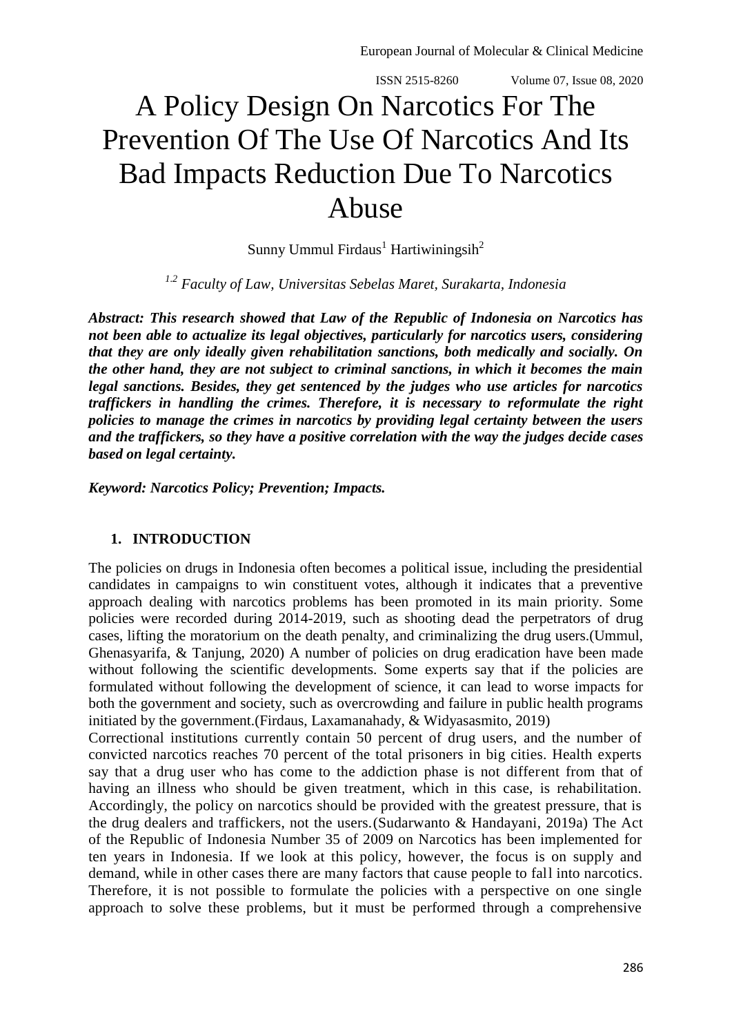# A Policy Design On Narcotics For The Prevention Of The Use Of Narcotics And Its Bad Impacts Reduction Due To Narcotics Abuse

Sunny Ummul Firdaus[1] Hartiwiningsih[2]

[1,2] *Faculty of Law, Universitas Sebelas Maret, Surakarta, Indonesia*

***Abstract: This research showed that Law of the Republic of Indonesia on Narcotics has not been able to actualize its legal objectivities, particularly for narcotics users, considering that they are only ideally given rehabilitation sanctions, both medically and socially. On the other hand, they are not subject to criminal sanctions, in which it becomes the main legal sanctions. Besides, they get sentenced by the judges who use articles for narcotics traffickers in handling the crimes. Therefore, it is necessary to reformulate the right policies to manage the crimes in narcotics by providing legal certainty between the users and the traffickers, so they have a positive correlation with the way the judges decide cases based on legal certainty.***

***Keyword: Narcotics Policy; Prevention; Impacts.***

## 1. INTRODUCTION

The policies on drugs in Indonesia often becomes a political issue, including the presidential candidates in campaigns to win constituent votes, although it indicates that a preventive approach dealing with narcotics problems has been promoted in its main priority. Some policies were recorded during 2014-2019, such as shooting dead the perpetrators of drug cases, lifting the moratorium on the death penalty, and criminalizing the drug users.(Ummul, Ghenasyarifa, & Tanjung, 2020) A number of policies on drug eradication have been made without following the scientific developments. Some experts say that if the policies are formulated without following the development of science, it can lead to worse impacts for both the government and society, such as overcrowding and failure in public health programs initiated by the government.(Firdaus, Laxamanahady, & Widyasasmito, 2019)

Correctional institutions currently contain 50 percent of drug users, and the number of convicted narcotics reaches 70 percent of the total prisoners in big cities. Health experts say that a drug user who has come to the addiction phase is not different from that of having an illness who should be given treatment, which in this case, is rehabilitation. Accordingly, the policy on narcotics should be provided with the greatest pressure, that is the drug dealers and traffickers, not the users.(Sudarwanto & Handayani, 2019a) The Act of the Republic of Indonesia Number 35 of 2009 on Narcotics has been implemented for ten years in Indonesia. If we look at this policy, however, the focus is on supply and demand, while in other cases there are many factors that cause people to fall into narcotics. Therefore, it is not possible to formulate the policies with a perspective on one single approach to solve these problems, but it must be performed through a comprehensive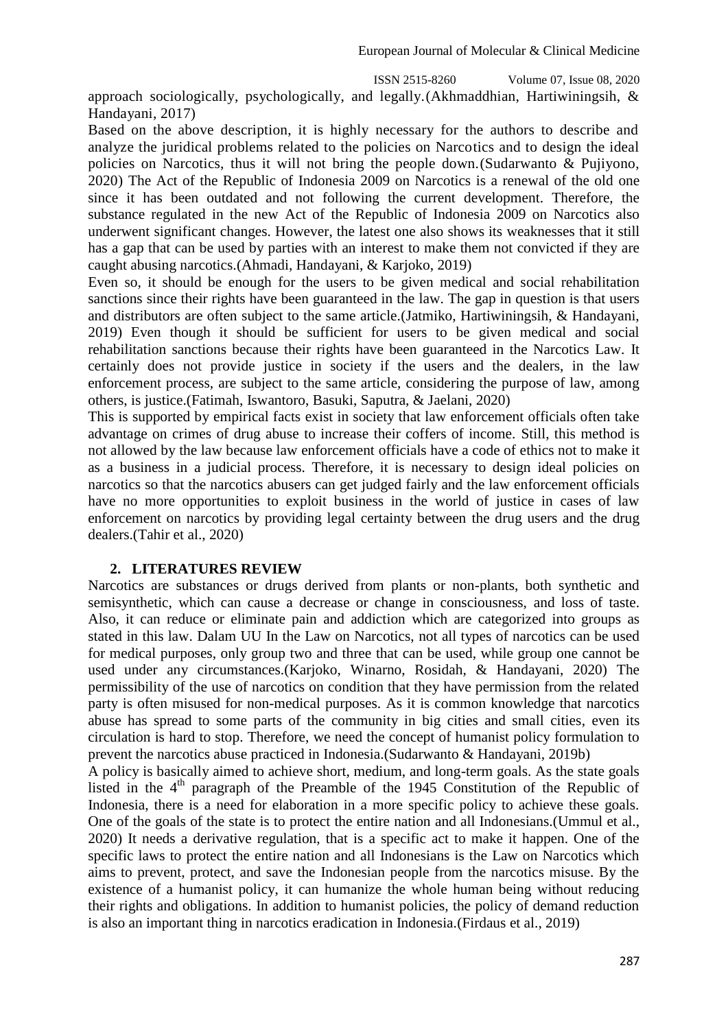approach sociologically, psychologically, and legally.(Akhmaddhian, Hartiwiningsih, & Handayani, 2017)

Based on the above description, it is highly necessary for the authors to describe and analyze the juridical problems related to the policies on Narcotics and to design the ideal policies on Narcotics, thus it will not bring the people down.(Sudarwanto & Pujiyono, 2020) The Act of the Republic of Indonesia 2009 on Narcotics is a renewal of the old one since it has been outdated and not following the current development. Therefore, the substance regulated in the new Act of the Republic of Indonesia 2009 on Narcotics also underwent significant changes. However, the latest one also shows its weaknesses that it still has a gap that can be used by parties with an interest to make them not convicted if they are caught abusing narcotics.(Ahmadi, Handayani, & Karjoko, 2019)

Even so, it should be enough for the users to be given medical and social rehabilitation sanctions since their rights have been guaranteed in the law. The gap in question is that users and distributors are often subject to the same article.(Jatmiko, Hartiwiningsih, & Handayani, 2019) Even though it should be sufficient for users to be given medical and social rehabilitation sanctions because their rights have been guaranteed in the Narcotics Law. It certainly does not provide justice in society if the users and the dealers, in the law enforcement process, are subject to the same article, considering the purpose of law, among others, is justice.(Fatimah, Iswantoro, Basuki, Saputra, & Jaelani, 2020)

This is supported by empirical facts exist in society that law enforcement officials often take advantage on crimes of drug abuse to increase their coffers of income. Still, this method is not allowed by the law because law enforcement officials have a code of ethics not to make it as a business in a judicial process. Therefore, it is necessary to design ideal policies on narcotics so that the narcotics abusers can get judged fairly and the law enforcement officials have no more opportunities to exploit business in the world of justice in cases of law enforcement on narcotics by providing legal certainty between the drug users and the drug dealers.(Tahir et al., 2020)

## 2. LITERATURES REVIEW

Narcotics are substances or drugs derived from plants or non-plants, both synthetic and semisynthetic, which can cause a decrease or change in consciousness, and loss of taste. Also, it can reduce or eliminate pain and addiction which are categorized into groups as stated in this law. Dalam UU In the Law on Narcotics, not all types of narcotics can be used for medical purposes, only group two and three that can be used, while group one cannot be used under any circumstances.(Karjoko, Winarno, Rosidah, & Handayani, 2020) The permissibility of the use of narcotics on condition that they have permission from the related party is often misused for non-medical purposes. As it is common knowledge that narcotics abuse has spread to some parts of the community in big cities and small cities, even its circulation is hard to stop. Therefore, we need the concept of humanist policy formulation to prevent the narcotics abuse practiced in Indonesia.(Sudarwanto & Handayani, 2019b)

A policy is basically aimed to achieve short, medium, and long-term goals. As the state goals listed in the 4th paragraph of the Preamble of the 1945 Constitution of the Republic of Indonesia, there is a need for elaboration in a more specific policy to achieve these goals. One of the goals of the state is to protect the entire nation and all Indonesians.(Ummul et al., 2020) It needs a derivative regulation, that is a specific act to make it happen. One of the specific laws to protect the entire nation and all Indonesians is the Law on Narcotics which aims to prevent, protect, and save the Indonesian people from the narcotics misuse. By the existence of a humanist policy, it can humanize the whole human being without reducing their rights and obligations. In addition to humanist policies, the policy of demand reduction is also an important thing in narcotics eradication in Indonesia.(Firdaus et al., 2019)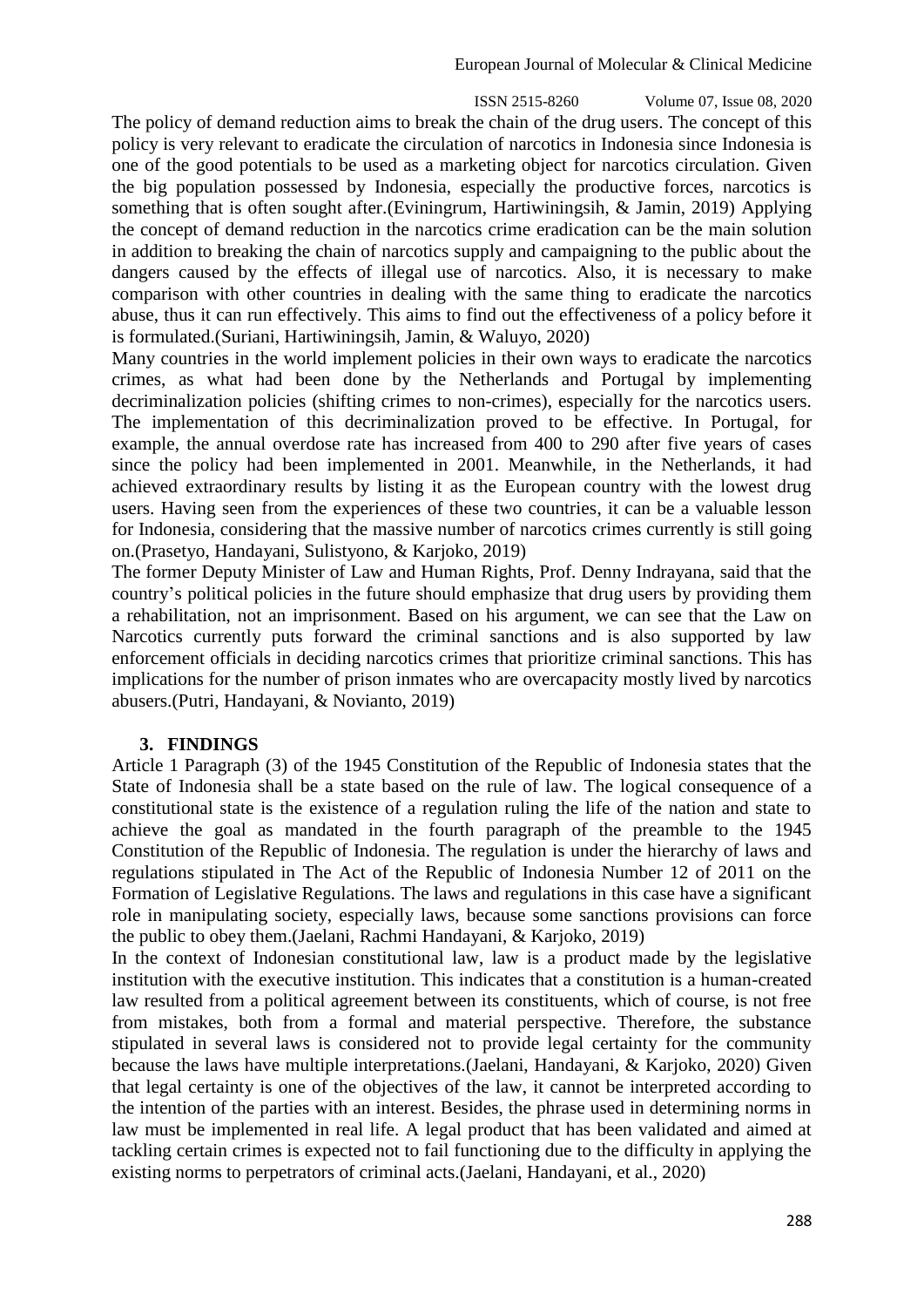The policy of demand reduction aims to break the chain of the drug users. The concept of this policy is very relevant to eradicate the circulation of narcotics in Indonesia since Indonesia is one of the good potentials to be used as a marketing object for narcotics circulation. Given the big population possessed by Indonesia, especially the productive forces, narcotics is something that is often sought after.(Eviningrum, Hartiwiningsih, & Jamin, 2019) Applying the concept of demand reduction in the narcotics crime eradication can be the main solution in addition to breaking the chain of narcotics supply and campaigning to the public about the dangers caused by the effects of illegal use of narcotics. Also, it is necessary to make comparison with other countries in dealing with the same thing to eradicate the narcotics abuse, thus it can run effectively. This aims to find out the effectiveness of a policy before it is formulated.(Suriani, Hartiwiningsih, Jamin, & Waluyo, 2020)

Many countries in the world implement policies in their own ways to eradicate the narcotics crimes, as what had been done by the Netherlands and Portugal by implementing decriminalization policies (shifting crimes to non-crimes), especially for the narcotics users. The implementation of this decriminalization proved to be effective. In Portugal, for example, the annual overdose rate has increased from 400 to 290 after five years of cases since the policy had been implemented in 2001. Meanwhile, in the Netherlands, it had achieved extraordinary results by listing it as the European country with the lowest drug users. Having seen from the experiences of these two countries, it can be a valuable lesson for Indonesia, considering that the massive number of narcotics crimes currently is still going on.(Prasetyo, Handayani, Sulistyono, & Karjoko, 2019)

The former Deputy Minister of Law and Human Rights, Prof. Denny Indrayana, said that the country's political policies in the future should emphasize that drug users by providing them a rehabilitation, not an imprisonment. Based on his argument, we can see that the Law on Narcotics currently puts forward the criminal sanctions and is also supported by law enforcement officials in deciding narcotics crimes that prioritize criminal sanctions. This has implications for the number of prison inmates who are overcapacity mostly lived by narcotics abusers.(Putri, Handayani, & Novianto, 2019)

## 3. FINDINGS

Article 1 Paragraph (3) of the 1945 Constitution of the Republic of Indonesia states that the State of Indonesia shall be a state based on the rule of law. The logical consequence of a constitutional state is the existence of a regulation ruling the life of the nation and state to achieve the goal as mandated in the fourth paragraph of the preamble to the 1945 Constitution of the Republic of Indonesia. The regulation is under the hierarchy of laws and regulations stipulated in The Act of the Republic of Indonesia Number 12 of 2011 on the Formation of Legislative Regulations. The laws and regulations in this case have a significant role in manipulating society, especially laws, because some sanctions provisions can force the public to obey them.(Jaelani, Rachmi Handayani, & Karjoko, 2019)

In the context of Indonesian constitutional law, law is a product made by the legislative institution with the executive institution. This indicates that a constitution is a human-created law resulted from a political agreement between its constituents, which of course, is not free from mistakes, both from a formal and material perspective. Therefore, the substance stipulated in several laws is considered not to provide legal certainty for the community because the laws have multiple interpretations.(Jaelani, Handayani, & Karjoko, 2020) Given that legal certainty is one of the objectives of the law, it cannot be interpreted according to the intention of the parties with an interest. Besides, the phrase used in determining norms in law must be implemented in real life. A legal product that has been validated and aimed at tackling certain crimes is expected not to fail functioning due to the difficulty in applying the existing norms to perpetrators of criminal acts.(Jaelani, Handayani, et al., 2020)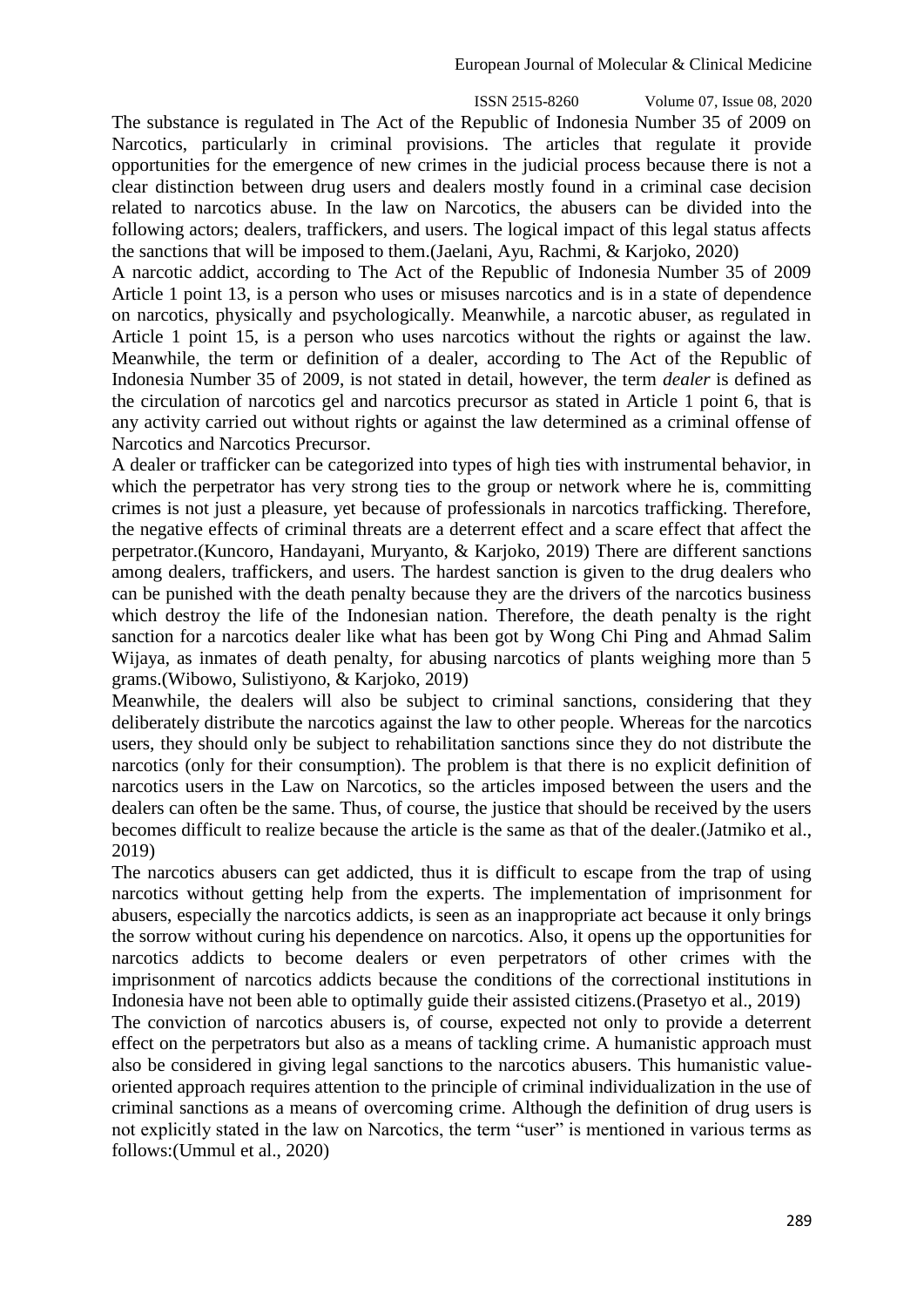The substance is regulated in The Act of the Republic of Indonesia Number 35 of 2009 on Narcotics, particularly in criminal provisions. The articles that regulate it provide opportunities for the emergence of new crimes in the judicial process because there is not a clear distinction between drug users and dealers mostly found in a criminal case decision related to narcotics abuse. In the law on Narcotics, the abusers can be divided into the following actors; dealers, traffickers, and users. The logical impact of this legal status affects the sanctions that will be imposed to them.(Jaelani, Ayu, Rachmi, & Karjoko, 2020)

A narcotic addict, according to The Act of the Republic of Indonesia Number 35 of 2009 Article 1 point 13, is a person who uses or misuses narcotics and is in a state of dependence on narcotics, physically and psychologically. Meanwhile, a narcotic abuser, as regulated in Article 1 point 15, is a person who uses narcotics without the rights or against the law. Meanwhile, the term or definition of a dealer, according to The Act of the Republic of Indonesia Number 35 of 2009, is not stated in detail, however, the term *dealer* is defined as the circulation of narcotics gel and narcotics precursor as stated in Article 1 point 6, that is any activity carried out without rights or against the law determined as a criminal offense of Narcotics and Narcotics Precursor.

A dealer or trafficker can be categorized into types of high ties with instrumental behavior, in which the perpetrator has very strong ties to the group or network where he is, committing crimes is not just a pleasure, yet because of professionals in narcotics trafficking. Therefore, the negative effects of criminal threats are a deterrent effect and a scare effect that affect the perpetrator.(Kuncoro, Handayani, Muryanto, & Karjoko, 2019) There are different sanctions among dealers, traffickers, and users. The hardest sanction is given to the drug dealers who can be punished with the death penalty because they are the drivers of the narcotics business which destroy the life of the Indonesian nation. Therefore, the death penalty is the right sanction for a narcotics dealer like what has been got by Wong Chi Ping and Ahmad Salim Wijaya, as inmates of death penalty, for abusing narcotics of plants weighing more than 5 grams.(Wibowo, Sulistiyono, & Karjoko, 2019)

Meanwhile, the dealers will also be subject to criminal sanctions, considering that they deliberately distribute the narcotics against the law to other people. Whereas for the narcotics users, they should only be subject to rehabilitation sanctions since they do not distribute the narcotics (only for their consumption). The problem is that there is no explicit definition of narcotics users in the Law on Narcotics, so the articles imposed between the users and the dealers can often be the same. Thus, of course, the justice that should be received by the users becomes difficult to realize because the article is the same as that of the dealer.(Jatmiko et al., 2019)

The narcotics abusers can get addicted, thus it is difficult to escape from the trap of using narcotics without getting help from the experts. The implementation of imprisonment for abusers, especially the narcotics addicts, is seen as an inappropriate act because it only brings the sorrow without curing his dependence on narcotics. Also, it opens up the opportunities for narcotics addicts to become dealers or even perpetrators of other crimes with the imprisonment of narcotics addicts because the conditions of the correctional institutions in Indonesia have not been able to optimally guide their assisted citizens.(Prasetyo et al., 2019)

The conviction of narcotics abusers is, of course, expected not only to provide a deterrent effect on the perpetrators but also as a means of tackling crime. A humanistic approach must also be considered in giving legal sanctions to the narcotics abusers. This humanistic value-oriented approach requires attention to the principle of criminal individualization in the use of criminal sanctions as a means of overcoming crime. Although the definition of drug users is not explicitly stated in the law on Narcotics, the term "user" is mentioned in various terms as follows:(Ummul et al., 2020)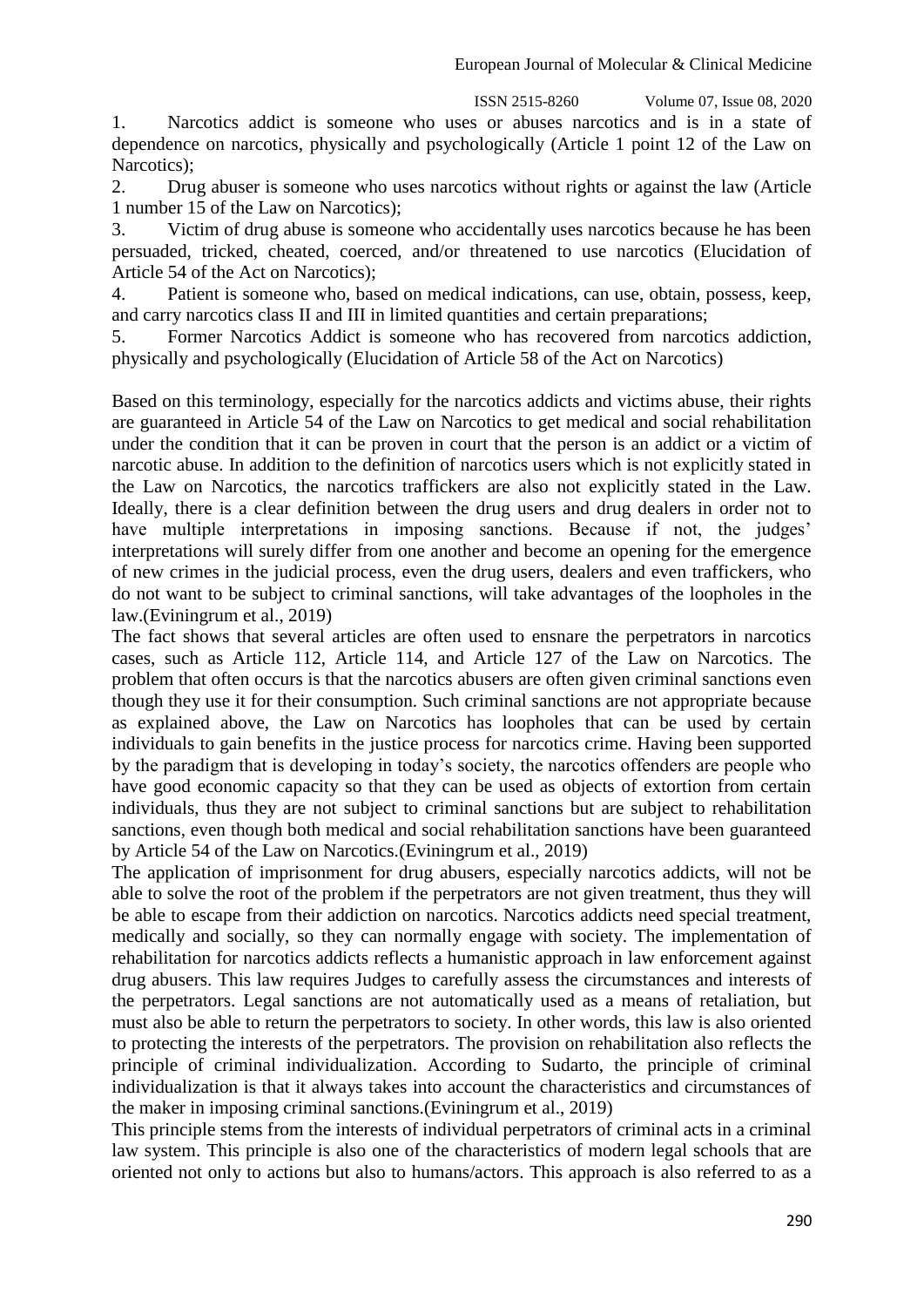1. Narcotics addict is someone who uses or abuses narcotics and is in a state of dependence on narcotics, physically and psychologically (Article 1 point 12 of the Law on Narcotics);
2. Drug abuser is someone who uses narcotics without rights or against the law (Article 1 number 15 of the Law on Narcotics);
3. Victim of drug abuse is someone who accidentally uses narcotics because he has been persuaded, tricked, cheated, coerced, and/or threatened to use narcotics (Elucidation of Article 54 of the Act on Narcotics);
4. Patient is someone who, based on medical indications, can use, obtain, possess, keep, and carry narcotics class II and III in limited quantities and certain preparations;
5. Former Narcotics Addict is someone who has recovered from narcotics addiction, physically and psychologically (Elucidation of Article 58 of the Act on Narcotics)

Based on this terminology, especially for the narcotics addicts and victims abuse, their rights are guaranteed in Article 54 of the Law on Narcotics to get medical and social rehabilitation under the condition that it can be proven in court that the person is an addict or a victim of narcotic abuse. In addition to the definition of narcotics users which is not explicitly stated in the Law on Narcotics, the narcotics traffickers are also not explicitly stated in the Law. Ideally, there is a clear definition between the drug users and drug dealers in order not to have multiple interpretations in imposing sanctions. Because if not, the judges' interpretations will surely differ from one another and become an opening for the emergence of new crimes in the judicial process, even the drug users, dealers and even traffickers, who do not want to be subject to criminal sanctions, will take advantages of the loopholes in the law.(Eviningrum et al., 2019)

The fact shows that several articles are often used to ensnare the perpetrators in narcotics cases, such as Article 112, Article 114, and Article 127 of the Law on Narcotics. The problem that often occurs is that the narcotics abusers are often given criminal sanctions even though they use it for their consumption. Such criminal sanctions are not appropriate because as explained above, the Law on Narcotics has loopholes that can be used by certain individuals to gain benefits in the justice process for narcotics crime. Having been supported by the paradigm that is developing in today's society, the narcotics offenders are people who have good economic capacity so that they can be used as objects of extortion from certain individuals, thus they are not subject to criminal sanctions but are subject to rehabilitation sanctions, even though both medical and social rehabilitation sanctions have been guaranteed by Article 54 of the Law on Narcotics.(Eviningrum et al., 2019)

The application of imprisonment for drug abusers, especially narcotics addicts, will not be able to solve the root of the problem if the perpetrators are not given treatment, thus they will be able to escape from their addiction on narcotics. Narcotics addicts need special treatment, medically and socially, so they can normally engage with society. The implementation of rehabilitation for narcotics addicts reflects a humanistic approach in law enforcement against drug abusers. This law requires Judges to carefully assess the circumstances and interests of the perpetrators. Legal sanctions are not automatically used as a means of retaliation, but must also be able to return the perpetrators to society. In other words, this law is also oriented to protecting the interests of the perpetrators. The provision on rehabilitation also reflects the principle of criminal individualization. According to Sudarto, the principle of criminal individualization is that it always takes into account the characteristics and circumstances of the maker in imposing criminal sanctions.(Eviningrum et al., 2019)

This principle stems from the interests of individual perpetrators of criminal acts in a criminal law system. This principle is also one of the characteristics of modern legal schools that are oriented not only to actions but also to humans/actors. This approach is also referred to as a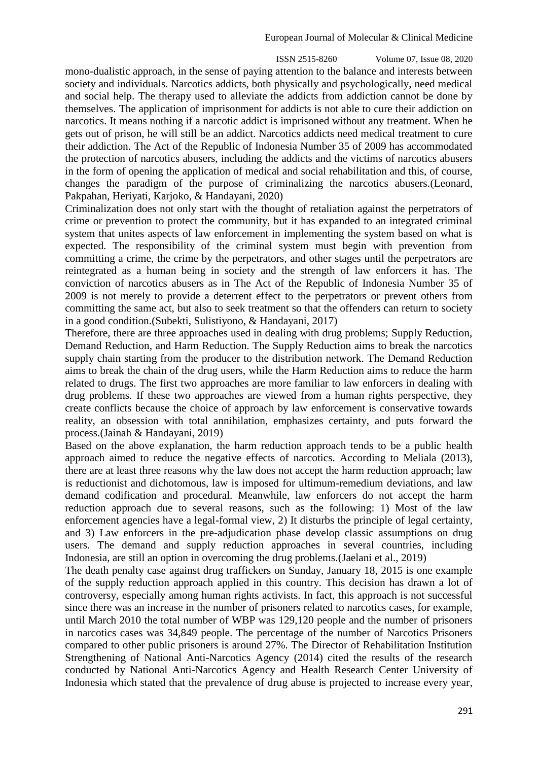mono-dualistic approach, in the sense of paying attention to the balance and interests between society and individuals. Narcotics addicts, both physically and psychologically, need medical and social help. The therapy used to alleviate the addicts from addiction cannot be done by themselves. The application of imprisonment for addicts is not able to cure their addiction on narcotics. It means nothing if a narcotic addict is imprisoned without any treatment. When he gets out of prison, he will still be an addict. Narcotics addicts need medical treatment to cure their addiction. The Act of the Republic of Indonesia Number 35 of 2009 has accommodated the protection of narcotics abusers, including the addicts and the victims of narcotics abusers in the form of opening the application of medical and social rehabilitation and this, of course, changes the paradigm of the purpose of criminalizing the narcotics abusers.(Leonard, Pakpahan, Heriyati, Karjoko, & Handayani, 2020)

Criminalization does not only start with the thought of retaliation against the perpetrators of crime or prevention to protect the community, but it has expanded to an integrated criminal system that unites aspects of law enforcement in implementing the system based on what is expected. The responsibility of the criminal system must begin with prevention from committing a crime, the crime by the perpetrators, and other stages until the perpetrators are reintegrated as a human being in society and the strength of law enforcers it has. The conviction of narcotics abusers as in The Act of the Republic of Indonesia Number 35 of 2009 is not merely to provide a deterrent effect to the perpetrators or prevent others from committing the same act, but also to seek treatment so that the offenders can return to society in a good condition.(Subekti, Sulistiyono, & Handayani, 2017)

Therefore, there are three approaches used in dealing with drug problems; Supply Reduction, Demand Reduction, and Harm Reduction. The Supply Reduction aims to break the narcotics supply chain starting from the producer to the distribution network. The Demand Reduction aims to break the chain of the drug users, while the Harm Reduction aims to reduce the harm related to drugs. The first two approaches are more familiar to law enforcers in dealing with drug problems. If these two approaches are viewed from a human rights perspective, they create conflicts because the choice of approach by law enforcement is conservative towards reality, an obsession with total annihilation, emphasizes certainty, and puts forward the process.(Jainah & Handayani, 2019)

Based on the above explanation, the harm reduction approach tends to be a public health approach aimed to reduce the negative effects of narcotics. According to Meliala (2013), there are at least three reasons why the law does not accept the harm reduction approach; law is reductionist and dichotomous, law is imposed for ultimum-remedium deviations, and law demand codification and procedural. Meanwhile, law enforcers do not accept the harm reduction approach due to several reasons, such as the following: 1) Most of the law enforcement agencies have a legal-formal view, 2) It disturbs the principle of legal certainty, and 3) Law enforcers in the pre-adjudication phase develop classic assumptions on drug users. The demand and supply reduction approaches in several countries, including Indonesia, are still an option in overcoming the drug problems.(Jaelani et al., 2019)

The death penalty case against drug traffickers on Sunday, January 18, 2015 is one example of the supply reduction approach applied in this country. This decision has drawn a lot of controversy, especially among human rights activists. In fact, this approach is not successful since there was an increase in the number of prisoners related to narcotics cases, for example, until March 2010 the total number of WBP was 129,120 people and the number of prisoners in narcotics cases was 34,849 people. The percentage of the number of Narcotics Prisoners compared to other public prisoners is around 27%. The Director of Rehabilitation Institution Strengthening of National Anti-Narcotics Agency (2014) cited the results of the research conducted by National Anti-Narcotics Agency and Health Research Center University of Indonesia which stated that the prevalence of drug abuse is projected to increase every year,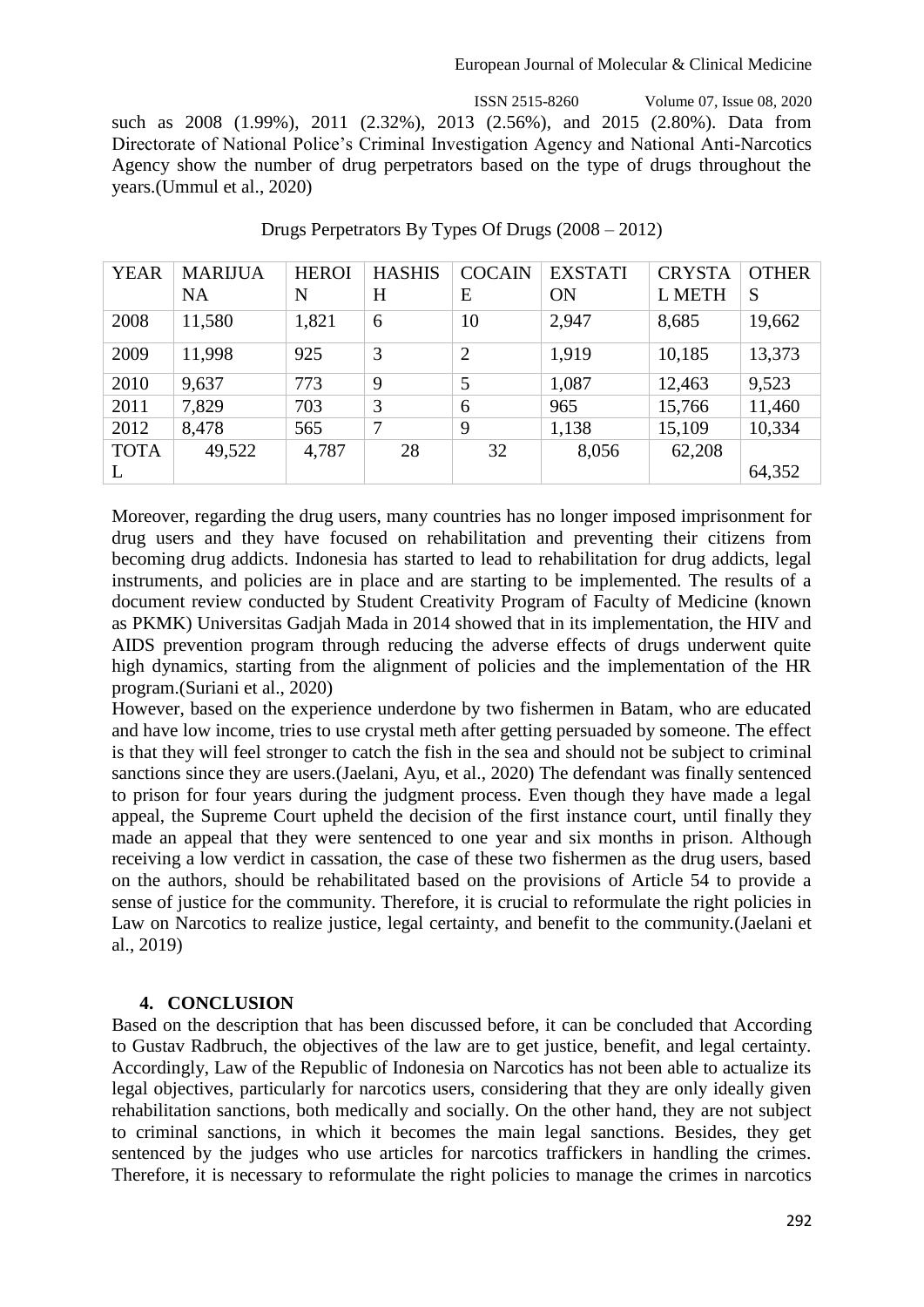such as 2008 (1.99%), 2011 (2.32%), 2013 (2.56%), and 2015 (2.80%). Data from Directorate of National Police's Criminal Investigation Agency and National Anti-Narcotics Agency show the number of drug perpetrators based on the type of drugs throughout the years.(Ummul et al., 2020)

Drugs Perpetrators By Types Of Drugs (2008 – 2012)

| YEAR | MARIJUANA | HEROIN | HASHISH | COCAINE | EXSTATION | CRYSTAL METH | OTHERS |
|---|---|---|---|---|---|---|---|
| 2008 | 11,580 | 1,821 | 6 | 10 | 2,947 | 8,685 | 19,662 |
| 2009 | 11,998 | 925 | 3 | 2 | 1,919 | 10,185 | 13,373 |
| 2010 | 9,637 | 773 | 9 | 5 | 1,087 | 12,463 | 9,523 |
| 2011 | 7,829 | 703 | 3 | 6 | 965 | 15,766 | 11,460 |
| 2012 | 8,478 | 565 | 7 | 9 | 1,138 | 15,109 | 10,334 |
| TOTAL | 49,522 | 4,787 | 28 | 32 | 8,056 | 62,208 | 64,352 |

Moreover, regarding the drug users, many countries has no longer imposed imprisonment for drug users and they have focused on rehabilitation and preventing their citizens from becoming drug addicts. Indonesia has started to lead to rehabilitation for drug addicts, legal instruments, and policies are in place and are starting to be implemented. The results of a document review conducted by Student Creativity Program of Faculty of Medicine (known as PKMK) Universitas Gadjah Mada in 2014 showed that in its implementation, the HIV and AIDS prevention program through reducing the adverse effects of drugs underwent quite high dynamics, starting from the alignment of policies and the implementation of the HR program.(Suriani et al., 2020)

However, based on the experience underdone by two fishermen in Batam, who are educated and have low income, tries to use crystal meth after getting persuaded by someone. The effect is that they will feel stronger to catch the fish in the sea and should not be subject to criminal sanctions since they are users.(Jaelani, Ayu, et al., 2020) The defendant was finally sentenced to prison for four years during the judgment process. Even though they have made a legal appeal, the Supreme Court upheld the decision of the first instance court, until finally they made an appeal that they were sentenced to one year and six months in prison. Although receiving a low verdict in cassation, the case of these two fishermen as the drug users, based on the authors, should be rehabilitated based on the provisions of Article 54 to provide a sense of justice for the community. Therefore, it is crucial to reformulate the right policies in Law on Narcotics to realize justice, legal certainty, and benefit to the community.(Jaelani et al., 2019)

## 4. CONCLUSION

Based on the description that has been discussed before, it can be concluded that According to Gustav Radbruch, the objectives of the law are to get justice, benefit, and legal certainty. Accordingly, Law of the Republic of Indonesia on Narcotics has not been able to actualize its legal objectives, particularly for narcotics users, considering that they are only ideally given rehabilitation sanctions, both medically and socially. On the other hand, they are not subject to criminal sanctions, in which it becomes the main legal sanctions. Besides, they get sentenced by the judges who use articles for narcotics traffickers in handling the crimes. Therefore, it is necessary to reformulate the right policies to manage the crimes in narcotics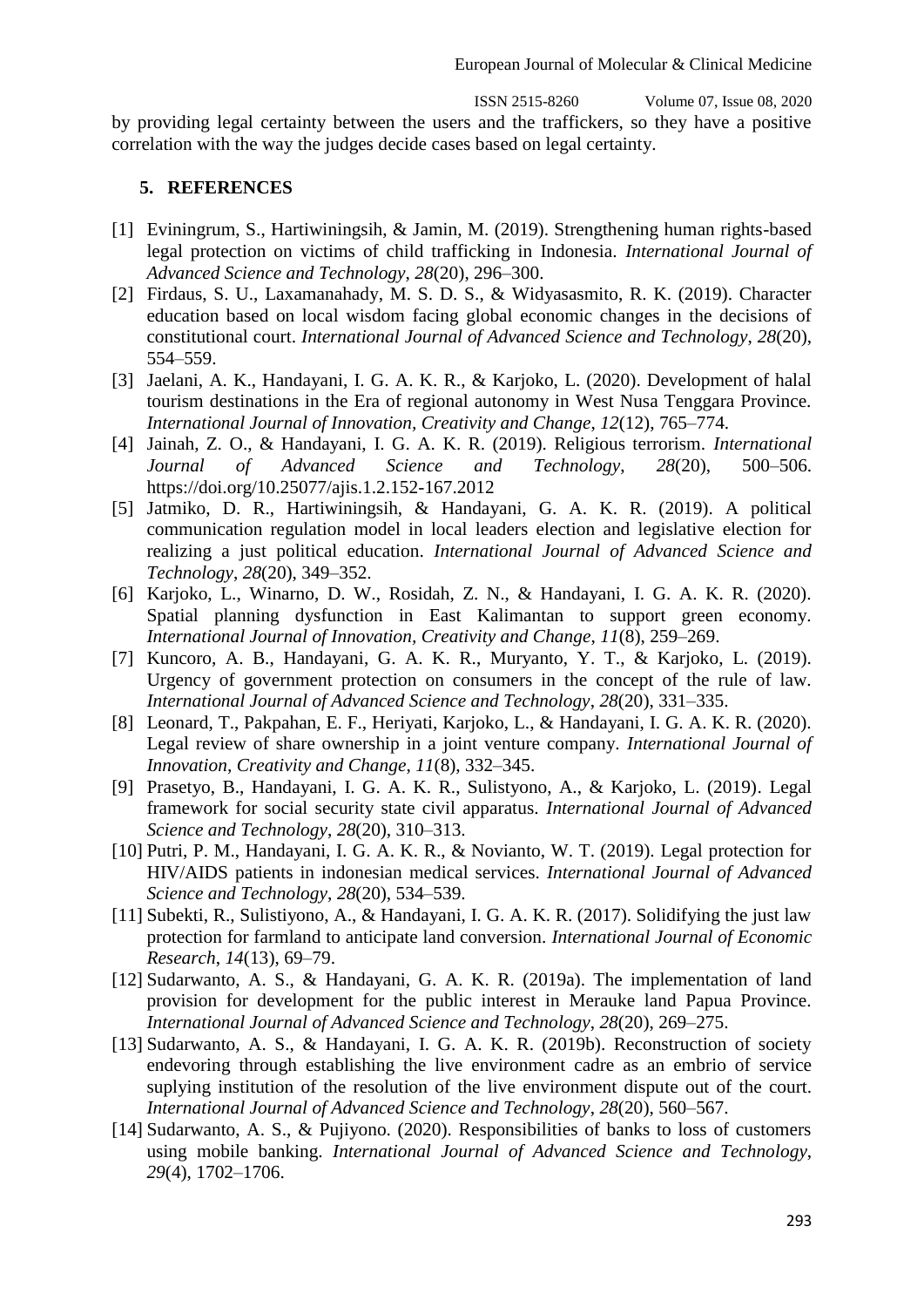by providing legal certainty between the users and the traffickers, so they have a positive correlation with the way the judges decide cases based on legal certainty.

## 5. REFERENCES

[1] Eviningrum, S., Hartiwiningsih, & Jamin, M. (2019). Strengthening human rights-based legal protection on victims of child trafficking in Indonesia. *International Journal of Advanced Science and Technology*, *28*(20), 296–300.

[2] Firdaus, S. U., Laxamanahady, M. S. D. S., & Widyasasmito, R. K. (2019). Character education based on local wisdom facing global economic changes in the decisions of constitutional court. *International Journal of Advanced Science and Technology*, *28*(20), 554–559.

[3] Jaelani, A. K., Handayani, I. G. A. K. R., & Karjoko, L. (2020). Development of halal tourism destinations in the Era of regional autonomy in West Nusa Tenggara Province. *International Journal of Innovation, Creativity and Change*, *12*(12), 765–774.

[4] Jainah, Z. O., & Handayani, I. G. A. K. R. (2019). Religious terrorism. *International Journal of Advanced Science and Technology*, *28*(20), 500–506. https://doi.org/10.25077/ajis.1.2.152-167.2012

[5] Jatmiko, D. R., Hartiwiningsih, & Handayani, G. A. K. R. (2019). A political communication regulation model in local leaders election and legislative election for realizing a just political education. *International Journal of Advanced Science and Technology*, *28*(20), 349–352.

[6] Karjoko, L., Winarno, D. W., Rosidah, Z. N., & Handayani, I. G. A. K. R. (2020). Spatial planning dysfunction in East Kalimantan to support green economy. *International Journal of Innovation, Creativity and Change*, *11*(8), 259–269.

[7] Kuncoro, A. B., Handayani, G. A. K. R., Muryanto, Y. T., & Karjoko, L. (2019). Urgency of government protection on consumers in the concept of the rule of law. *International Journal of Advanced Science and Technology*, *28*(20), 331–335.

[8] Leonard, T., Pakpahan, E. F., Heriyati, Karjoko, L., & Handayani, I. G. A. K. R. (2020). Legal review of share ownership in a joint venture company. *International Journal of Innovation, Creativity and Change*, *11*(8), 332–345.

[9] Prasetyo, B., Handayani, I. G. A. K. R., Sulistyono, A., & Karjoko, L. (2019). Legal framework for social security state civil apparatus. *International Journal of Advanced Science and Technology*, *28*(20), 310–313.

[10] Putri, P. M., Handayani, I. G. A. K. R., & Novianto, W. T. (2019). Legal protection for HIV/AIDS patients in indonesian medical services. *International Journal of Advanced Science and Technology*, *28*(20), 534–539.

[11] Subekti, R., Sulistiyono, A., & Handayani, I. G. A. K. R. (2017). Solidifying the just law protection for farmland to anticipate land conversion. *International Journal of Economic Research*, *14*(13), 69–79.

[12] Sudarwanto, A. S., & Handayani, G. A. K. R. (2019a). The implementation of land provision for development for the public interest in Merauke land Papua Province. *International Journal of Advanced Science and Technology*, *28*(20), 269–275.

[13] Sudarwanto, A. S., & Handayani, I. G. A. K. R. (2019b). Reconstruction of society endevoring through establishing the live environment cadre as an embrio of service suplying institution of the resolution of the live environment dispute out of the court. *International Journal of Advanced Science and Technology*, *28*(20), 560–567.

[14] Sudarwanto, A. S., & Pujiyono. (2020). Responsibilities of banks to loss of customers using mobile banking. *International Journal of Advanced Science and Technology*, *29*(4), 1702–1706.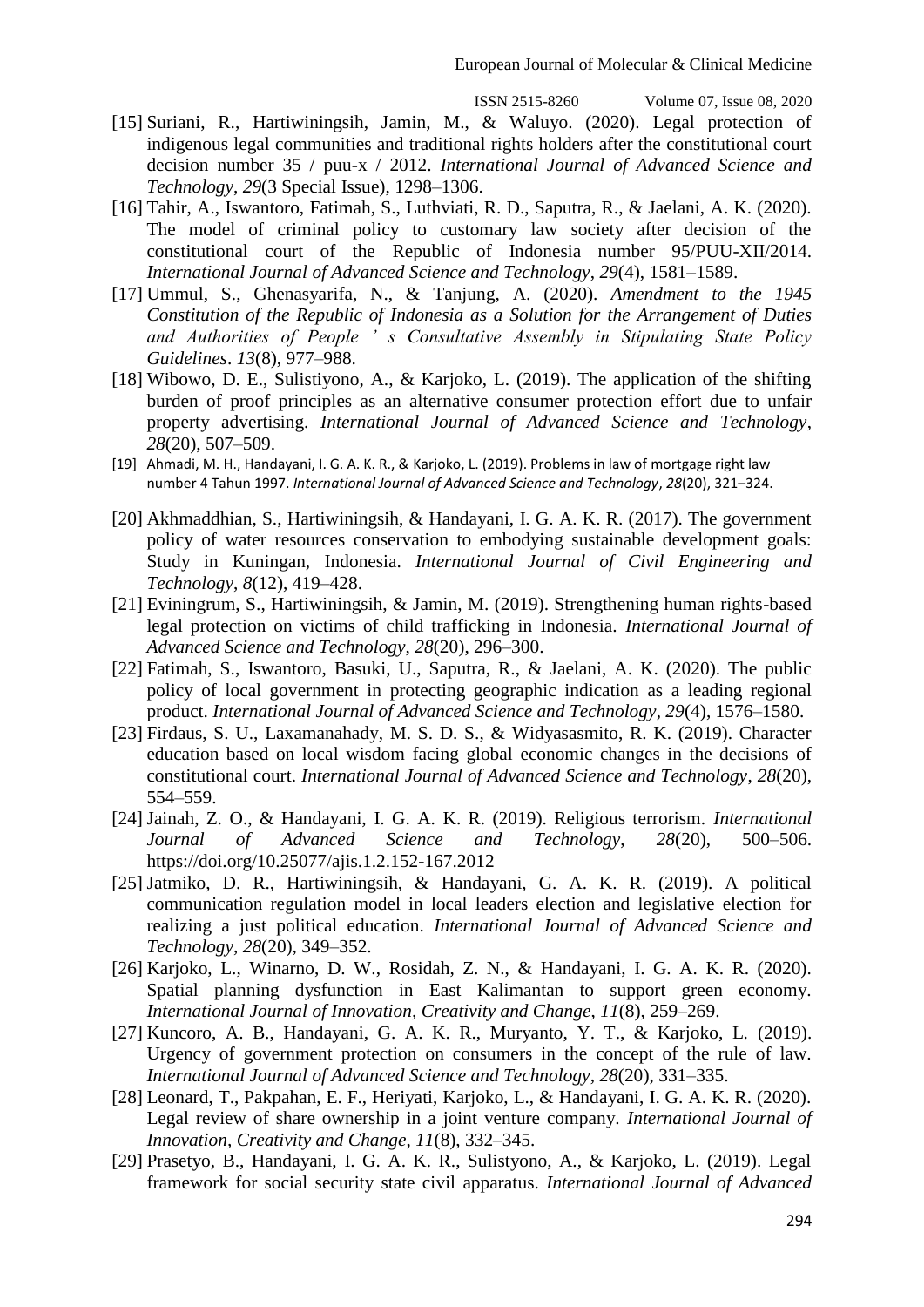[15] Suriani, R., Hartiwiningsih, Jamin, M., & Waluyo. (2020). Legal protection of indigenous legal communities and traditional rights holders after the constitutional court decision number 35 / puu-x / 2012. *International Journal of Advanced Science and Technology*, *29*(3 Special Issue), 1298–1306.

[16] Tahir, A., Iswantoro, Fatimah, S., Luthviati, R. D., Saputra, R., & Jaelani, A. K. (2020). The model of criminal policy to customary law society after decision of the constitutional court of the Republic of Indonesia number 95/PUU-XII/2014. *International Journal of Advanced Science and Technology*, *29*(4), 1581–1589.

[17] Ummul, S., Ghenasyarifa, N., & Tanjung, A. (2020). *Amendment to the 1945 Constitution of the Republic of Indonesia as a Solution for the Arrangement of Duties and Authorities of People ' s Consultative Assembly in Stipulating State Policy Guidelines*. *13*(8), 977–988.

[18] Wibowo, D. E., Sulistiyono, A., & Karjoko, L. (2019). The application of the shifting burden of proof principles as an alternative consumer protection effort due to unfair property advertising. *International Journal of Advanced Science and Technology*, *28*(20), 507–509.

[19] Ahmadi, M. H., Handayani, I. G. A. K. R., & Karjoko, L. (2019). Problems in law of mortgage right law number 4 Tahun 1997. *International Journal of Advanced Science and Technology*, *28*(20), 321–324.

[20] Akhmaddhian, S., Hartiwiningsih, & Handayani, I. G. A. K. R. (2017). The government policy of water resources conservation to embodying sustainable development goals: Study in Kuningan, Indonesia. *International Journal of Civil Engineering and Technology*, *8*(12), 419–428.

[21] Eviningrum, S., Hartiwiningsih, & Jamin, M. (2019). Strengthening human rights-based legal protection on victims of child trafficking in Indonesia. *International Journal of Advanced Science and Technology*, *28*(20), 296–300.

[22] Fatimah, S., Iswantoro, Basuki, U., Saputra, R., & Jaelani, A. K. (2020). The public policy of local government in protecting geographic indication as a leading regional product. *International Journal of Advanced Science and Technology*, *29*(4), 1576–1580.

[23] Firdaus, S. U., Laxamanahady, M. S. D. S., & Widyasasmito, R. K. (2019). Character education based on local wisdom facing global economic changes in the decisions of constitutional court. *International Journal of Advanced Science and Technology*, *28*(20), 554–559.

[24] Jainah, Z. O., & Handayani, I. G. A. K. R. (2019). Religious terrorism. *International Journal of Advanced Science and Technology*, *28*(20), 500–506. https://doi.org/10.25077/ajis.1.2.152-167.2012

[25] Jatmiko, D. R., Hartiwiningsih, & Handayani, G. A. K. R. (2019). A political communication regulation model in local leaders election and legislative election for realizing a just political education. *International Journal of Advanced Science and Technology*, *28*(20), 349–352.

[26] Karjoko, L., Winarno, D. W., Rosidah, Z. N., & Handayani, I. G. A. K. R. (2020). Spatial planning dysfunction in East Kalimantan to support green economy. *International Journal of Innovation, Creativity and Change*, *11*(8), 259–269.

[27] Kuncoro, A. B., Handayani, G. A. K. R., Muryanto, Y. T., & Karjoko, L. (2019). Urgency of government protection on consumers in the concept of the rule of law. *International Journal of Advanced Science and Technology*, *28*(20), 331–335.

[28] Leonard, T., Pakpahan, E. F., Heriyati, Karjoko, L., & Handayani, I. G. A. K. R. (2020). Legal review of share ownership in a joint venture company. *International Journal of Innovation, Creativity and Change*, *11*(8), 332–345.

[29] Prasetyo, B., Handayani, I. G. A. K. R., Sulistyono, A., & Karjoko, L. (2019). Legal framework for social security state civil apparatus. *International Journal of Advanced*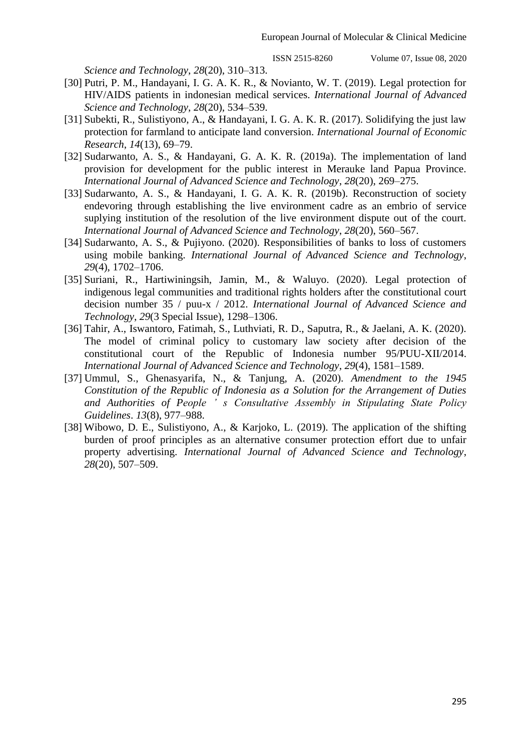*Science and Technology*, *28*(20), 310–313.

[30] Putri, P. M., Handayani, I. G. A. K. R., & Novianto, W. T. (2019). Legal protection for HIV/AIDS patients in indonesian medical services. *International Journal of Advanced Science and Technology*, *28*(20), 534–539.

[31] Subekti, R., Sulistiyono, A., & Handayani, I. G. A. K. R. (2017). Solidifying the just law protection for farmland to anticipate land conversion. *International Journal of Economic Research*, *14*(13), 69–79.

[32] Sudarwanto, A. S., & Handayani, G. A. K. R. (2019a). The implementation of land provision for development for the public interest in Merauke land Papua Province. *International Journal of Advanced Science and Technology*, *28*(20), 269–275.

[33] Sudarwanto, A. S., & Handayani, I. G. A. K. R. (2019b). Reconstruction of society endevoring through establishing the live environment cadre as an embrio of service suplying institution of the resolution of the live environment dispute out of the court. *International Journal of Advanced Science and Technology*, *28*(20), 560–567.

[34] Sudarwanto, A. S., & Pujiyono. (2020). Responsibilities of banks to loss of customers using mobile banking. *International Journal of Advanced Science and Technology*, *29*(4), 1702–1706.

[35] Suriani, R., Hartiwiningsih, Jamin, M., & Waluyo. (2020). Legal protection of indigenous legal communities and traditional rights holders after the constitutional court decision number 35 / puu-x / 2012. *International Journal of Advanced Science and Technology*, *29*(3 Special Issue), 1298–1306.

[36] Tahir, A., Iswantoro, Fatimah, S., Luthviati, R. D., Saputra, R., & Jaelani, A. K. (2020). The model of criminal policy to customary law society after decision of the constitutional court of the Republic of Indonesia number 95/PUU-XII/2014. *International Journal of Advanced Science and Technology*, *29*(4), 1581–1589.

[37] Ummul, S., Ghenasyarifa, N., & Tanjung, A. (2020). *Amendment to the 1945 Constitution of the Republic of Indonesia as a Solution for the Arrangement of Duties and Authorities of People ' s Consultative Assembly in Stipulating State Policy Guidelines*. *13*(8), 977–988.

[38] Wibowo, D. E., Sulistiyono, A., & Karjoko, L. (2019). The application of the shifting burden of proof principles as an alternative consumer protection effort due to unfair property advertising. *International Journal of Advanced Science and Technology*, *28*(20), 507–509.